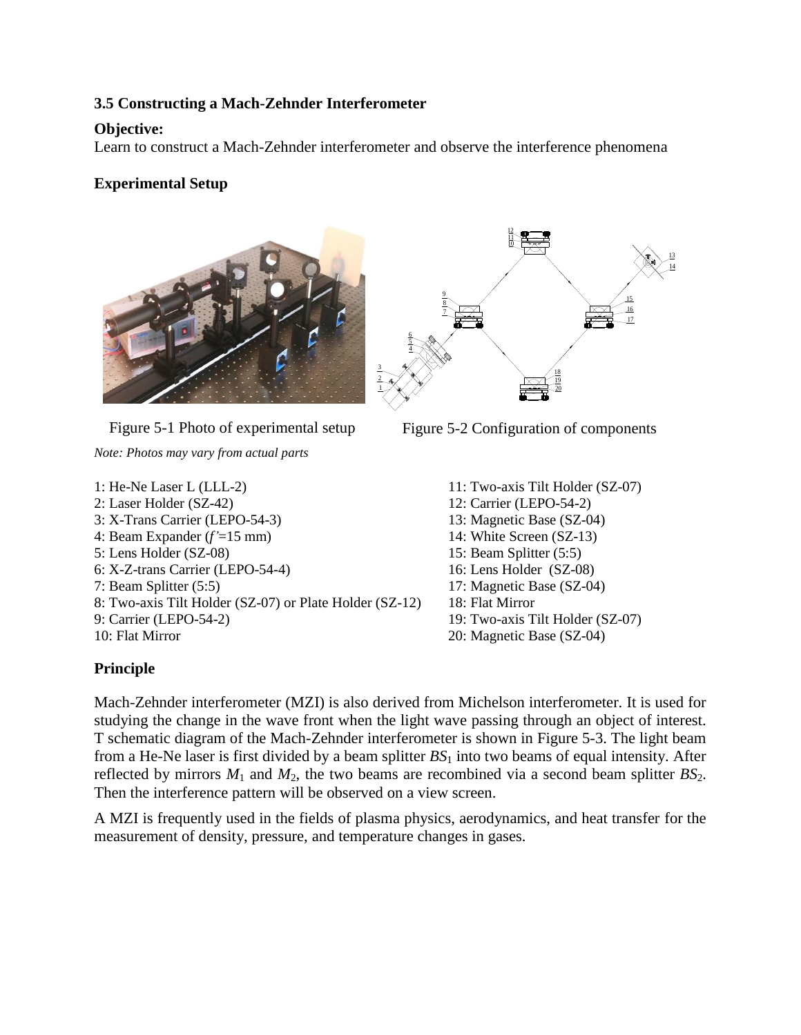### 3.5 Constructing a Mach-Zehnder Interferometer

**Objective:**

Learn to construct a Mach-Zehnder interferometer and observe the interference phenomena

**Experimental Setup**

Figure 5-1 Photo of experimental setup

Figure 5-2 Configuration of components

*Note: Photos may vary from actual parts*

1: He-Ne Laser L (LLL-2)
2: Laser Holder (SZ-42)
3: X-Trans Carrier (LEPO-54-3)
4: Beam Expander (*f'*=15 mm)
5: Lens Holder (SZ-08)
6: X-Z-trans Carrier (LEPO-54-4)
7: Beam Splitter (5:5)
8: Two-axis Tilt Holder (SZ-07) or Plate Holder (SZ-12)
9: Carrier (LEPO-54-2)
10: Flat Mirror
11: Two-axis Tilt Holder (SZ-07)
12: Carrier (LEPO-54-2)
13: Magnetic Base (SZ-04)
14: White Screen (SZ-13)
15: Beam Splitter (5:5)
16: Lens Holder (SZ-08)
17: Magnetic Base (SZ-04)
18: Flat Mirror
19: Two-axis Tilt Holder (SZ-07)
20: Magnetic Base (SZ-04)

**Principle**

Mach-Zehnder interferometer (MZI) is also derived from Michelson interferometer. It is used for studying the change in the wave front when the light wave passing through an object of interest. T schematic diagram of the Mach-Zehnder interferometer is shown in Figure 5-3. The light beam from a He-Ne laser is first divided by a beam splitter $BS_1$ into two beams of equal intensity. After reflected by mirrors $M_1$ and $M_2$, the two beams are recombined via a second beam splitter $BS_2$. Then the interference pattern will be observed on a view screen.

A MZI is frequently used in the fields of plasma physics, aerodynamics, and heat transfer for the measurement of density, pressure, and temperature changes in gases.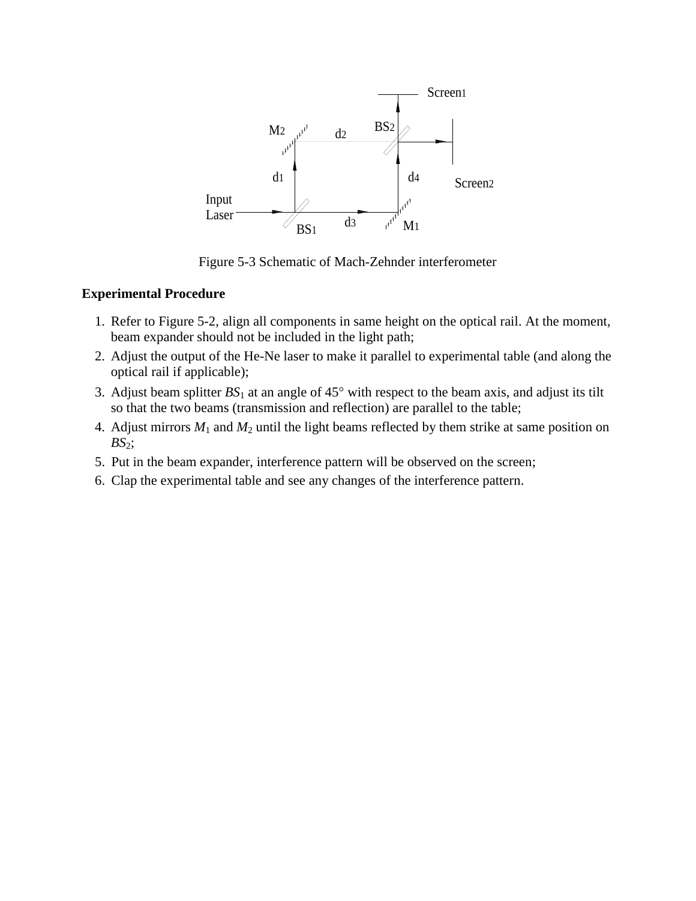Screen1

M2

d2

BS2

d1

d4

Screen2

Input
Laser

BS1

d3

M1

Figure 5-3 Schematic of Mach-Zehnder interferometer

**Experimental Procedure**

1. Refer to Figure 5-2, align all components in same height on the optical rail. At the moment, beam expander should not be included in the light path;
2. Adjust the output of the He-Ne laser to make it parallel to experimental table (and along the optical rail if applicable);
3. Adjust beam splitter $BS_1$ at an angle of 45° with respect to the beam axis, and adjust its tilt so that the two beams (transmission and reflection) are parallel to the table;
4. Adjust mirrors $M_1$ and $M_2$ until the light beams reflected by them strike at same position on $BS_2$;
5. Put in the beam expander, interference pattern will be observed on the screen;
6. Clap the experimental table and see any changes of the interference pattern.